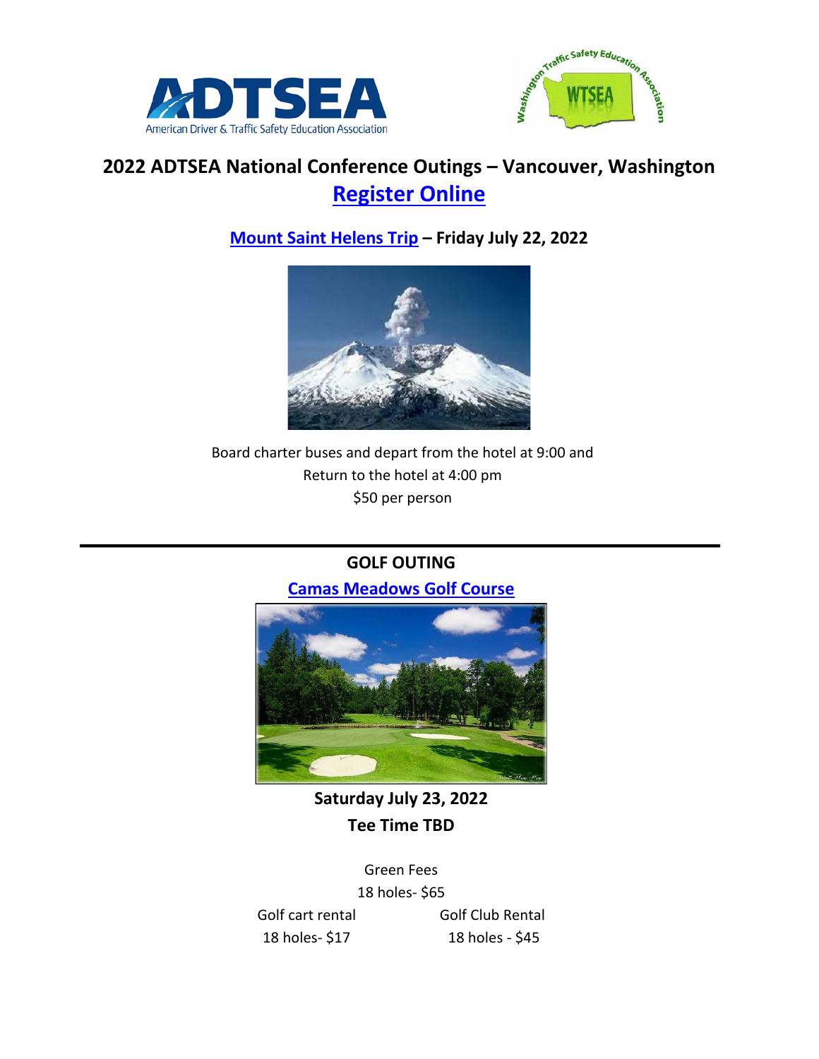# 2022 ADTSEA National Conference Outings – Vancouver, Washington

## Register Online

### Mount Saint Helens Trip – Friday July 22, 2022

Board charter buses and depart from the hotel at 9:00 and
Return to the hotel at 4:00 pm
$50 per person

---

### GOLF OUTING

**Camas Meadows Golf Course**

**Saturday July 23, 2022**

**Tee Time TBD**

Green Fees
18 holes- $65

Golf cart rental
18 holes- $17

Golf Club Rental
18 holes - $45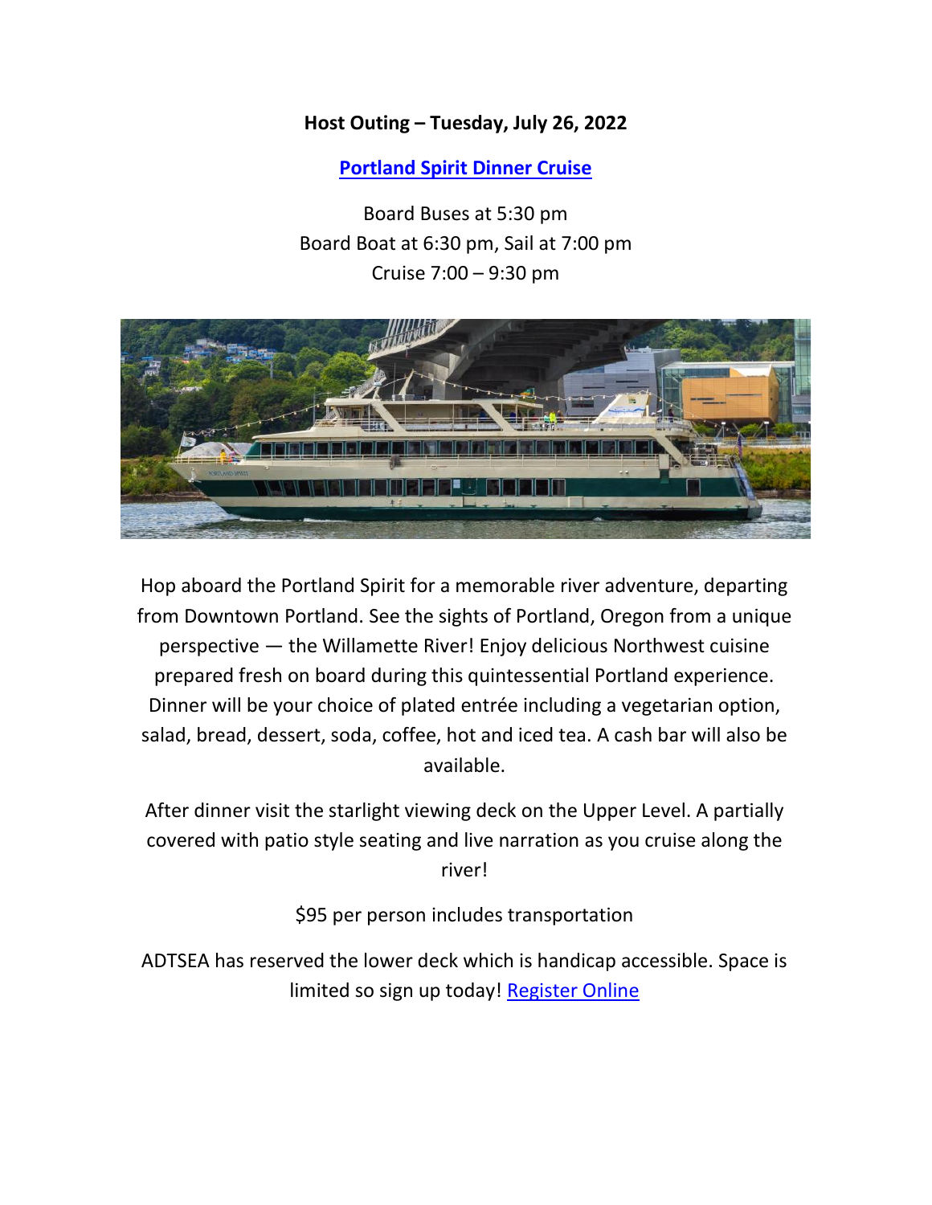**Host Outing – Tuesday, July 26, 2022**

**[Portland Spirit Dinner Cruise]**

Board Buses at 5:30 pm
Board Boat at 6:30 pm, Sail at 7:00 pm
Cruise 7:00 – 9:30 pm

Hop aboard the Portland Spirit for a memorable river adventure, departing from Downtown Portland. See the sights of Portland, Oregon from a unique perspective — the Willamette River! Enjoy delicious Northwest cuisine prepared fresh on board during this quintessential Portland experience. Dinner will be your choice of plated entrée including a vegetarian option, salad, bread, dessert, soda, coffee, hot and iced tea. A cash bar will also be available.

After dinner visit the starlight viewing deck on the Upper Level. A partially covered with patio style seating and live narration as you cruise along the river!

$95 per person includes transportation

ADTSEA has reserved the lower deck which is handicap accessible. Space is limited so sign up today! Register Online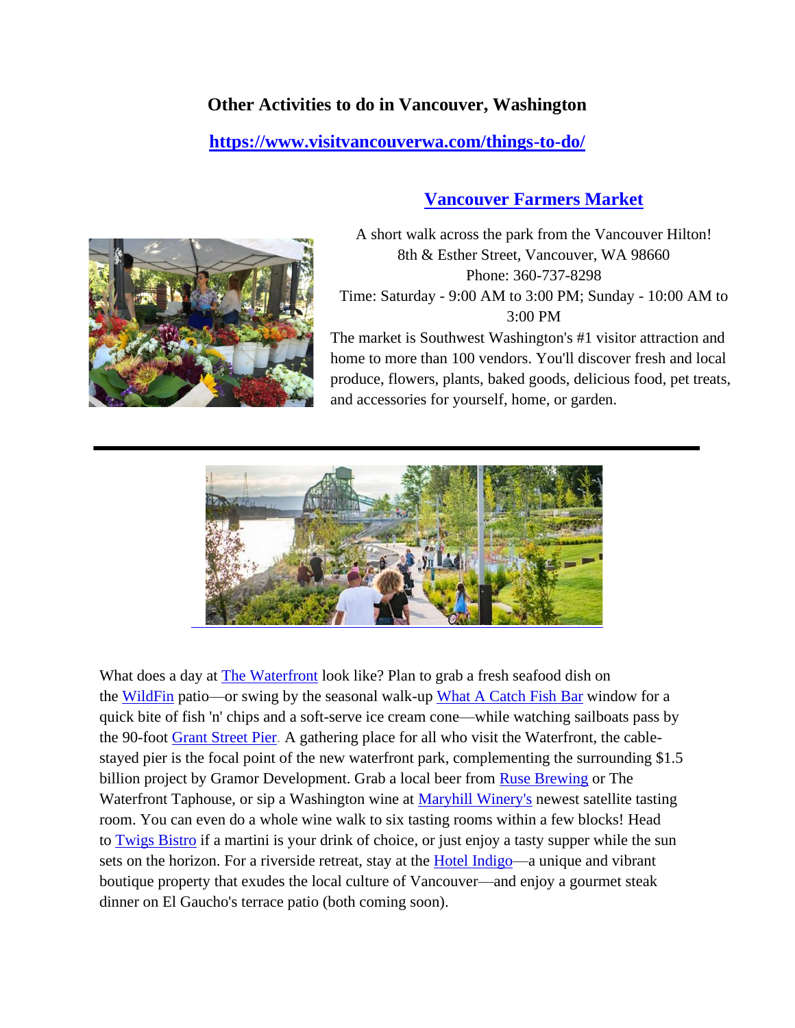## Other Activities to do in Vancouver, Washington

**https://www.visitvancouverwa.com/things-to-do/**

### Vancouver Farmers Market

A short walk across the park from the Vancouver Hilton!
8th & Esther Street, Vancouver, WA 98660
Phone: 360-737-8298
Time: Saturday - 9:00 AM to 3:00 PM; Sunday - 10:00 AM to 3:00 PM

The market is Southwest Washington's #1 visitor attraction and home to more than 100 vendors. You'll discover fresh and local produce, flowers, plants, baked goods, delicious food, pet treats, and accessories for yourself, home, or garden.

---

What does a day at The Waterfront look like? Plan to grab a fresh seafood dish on the WildFin patio—or swing by the seasonal walk-up What A Catch Fish Bar window for a quick bite of fish 'n' chips and a soft-serve ice cream cone—while watching sailboats pass by the 90-foot Grant Street Pier. A gathering place for all who visit the Waterfront, the cable-stayed pier is the focal point of the new waterfront park, complementing the surrounding $1.5 billion project by Gramor Development. Grab a local beer from Ruse Brewing or The Waterfront Taphouse, or sip a Washington wine at Maryhill Winery's newest satellite tasting room. You can even do a whole wine walk to six tasting rooms within a few blocks! Head to Twigs Bistro if a martini is your drink of choice, or just enjoy a tasty supper while the sun sets on the horizon. For a riverside retreat, stay at the Hotel Indigo—a unique and vibrant boutique property that exudes the local culture of Vancouver—and enjoy a gourmet steak dinner on El Gaucho's terrace patio (both coming soon).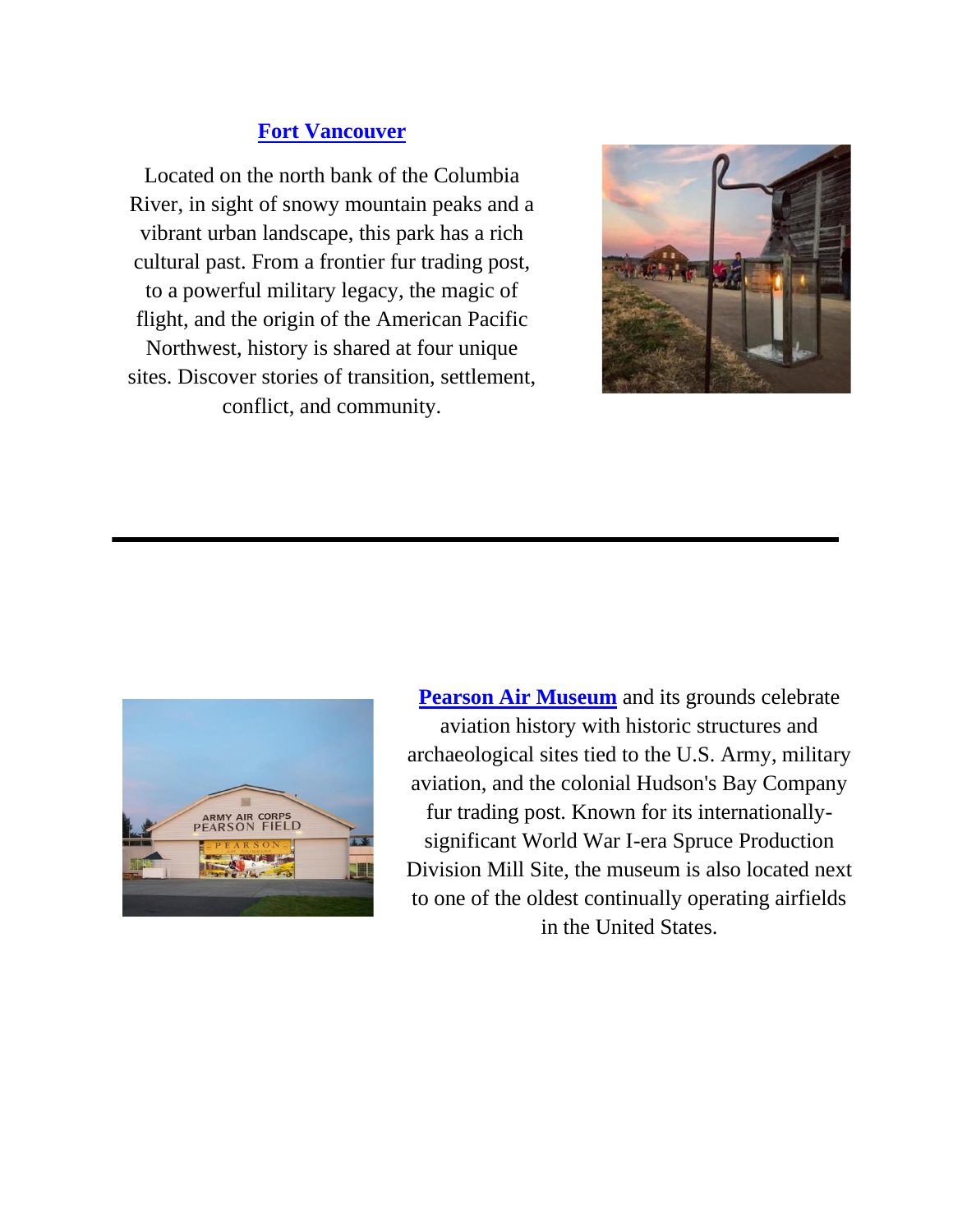## Fort Vancouver

Located on the north bank of the Columbia River, in sight of snowy mountain peaks and a vibrant urban landscape, this park has a rich cultural past. From a frontier fur trading post, to a powerful military legacy, the magic of flight, and the origin of the American Pacific Northwest, history is shared at four unique sites. Discover stories of transition, settlement, conflict, and community.

---

**Pearson Air Museum** and its grounds celebrate aviation history with historic structures and archaeological sites tied to the U.S. Army, military aviation, and the colonial Hudson's Bay Company fur trading post. Known for its internationally-significant World War I-era Spruce Production Division Mill Site, the museum is also located next to one of the oldest continually operating airfields in the United States.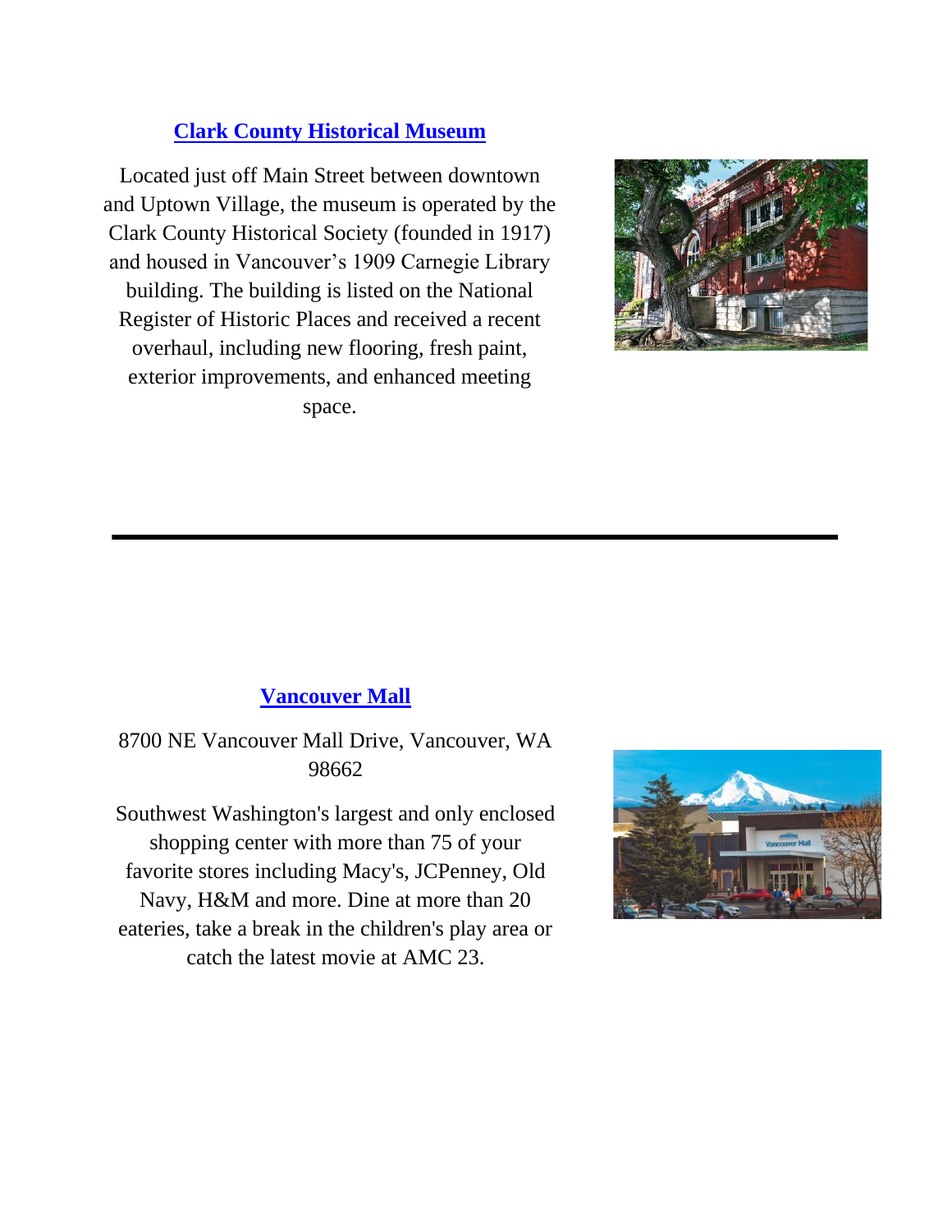## Clark County Historical Museum

Located just off Main Street between downtown and Uptown Village, the museum is operated by the Clark County Historical Society (founded in 1917) and housed in Vancouver's 1909 Carnegie Library building. The building is listed on the National Register of Historic Places and received a recent overhaul, including new flooring, fresh paint, exterior improvements, and enhanced meeting space.

---

## Vancouver Mall

8700 NE Vancouver Mall Drive, Vancouver, WA 98662

Southwest Washington's largest and only enclosed shopping center with more than 75 of your favorite stores including Macy's, JCPenney, Old Navy, H&M and more. Dine at more than 20 eateries, take a break in the children's play area or catch the latest movie at AMC 23.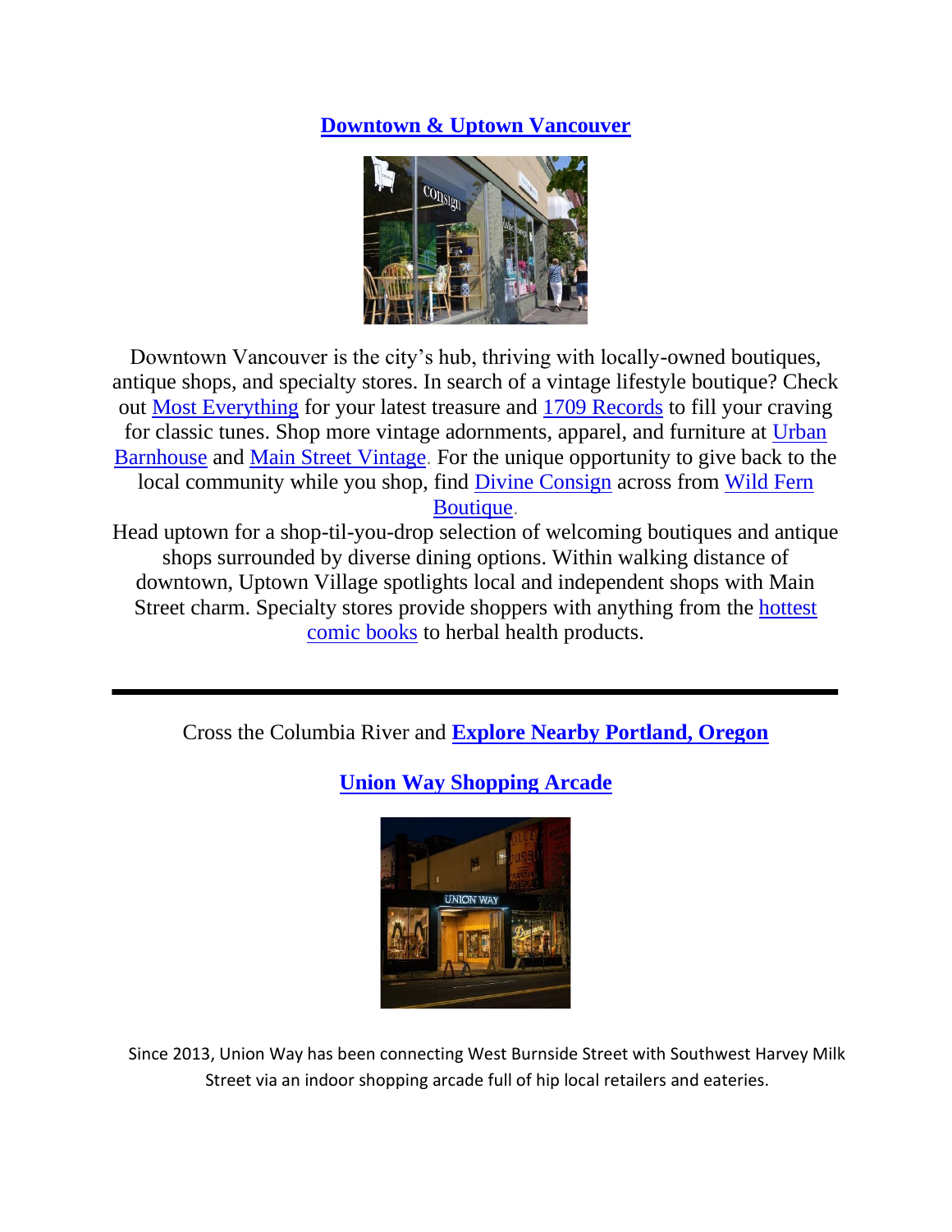## **Downtown & Uptown Vancouver**

Downtown Vancouver is the city's hub, thriving with locally-owned boutiques, antique shops, and specialty stores. In search of a vintage lifestyle boutique? Check out Most Everything for your latest treasure and 1709 Records to fill your craving for classic tunes. Shop more vintage adornments, apparel, and furniture at Urban Barnhouse and Main Street Vintage. For the unique opportunity to give back to the local community while you shop, find Divine Consign across from Wild Fern Boutique.

Head uptown for a shop-til-you-drop selection of welcoming boutiques and antique shops surrounded by diverse dining options. Within walking distance of downtown, Uptown Village spotlights local and independent shops with Main Street charm. Specialty stores provide shoppers with anything from the hottest comic books to herbal health products.

---

Cross the Columbia River and **Explore Nearby Portland, Oregon**

## **Union Way Shopping Arcade**

Since 2013, Union Way has been connecting West Burnside Street with Southwest Harvey Milk Street via an indoor shopping arcade full of hip local retailers and eateries.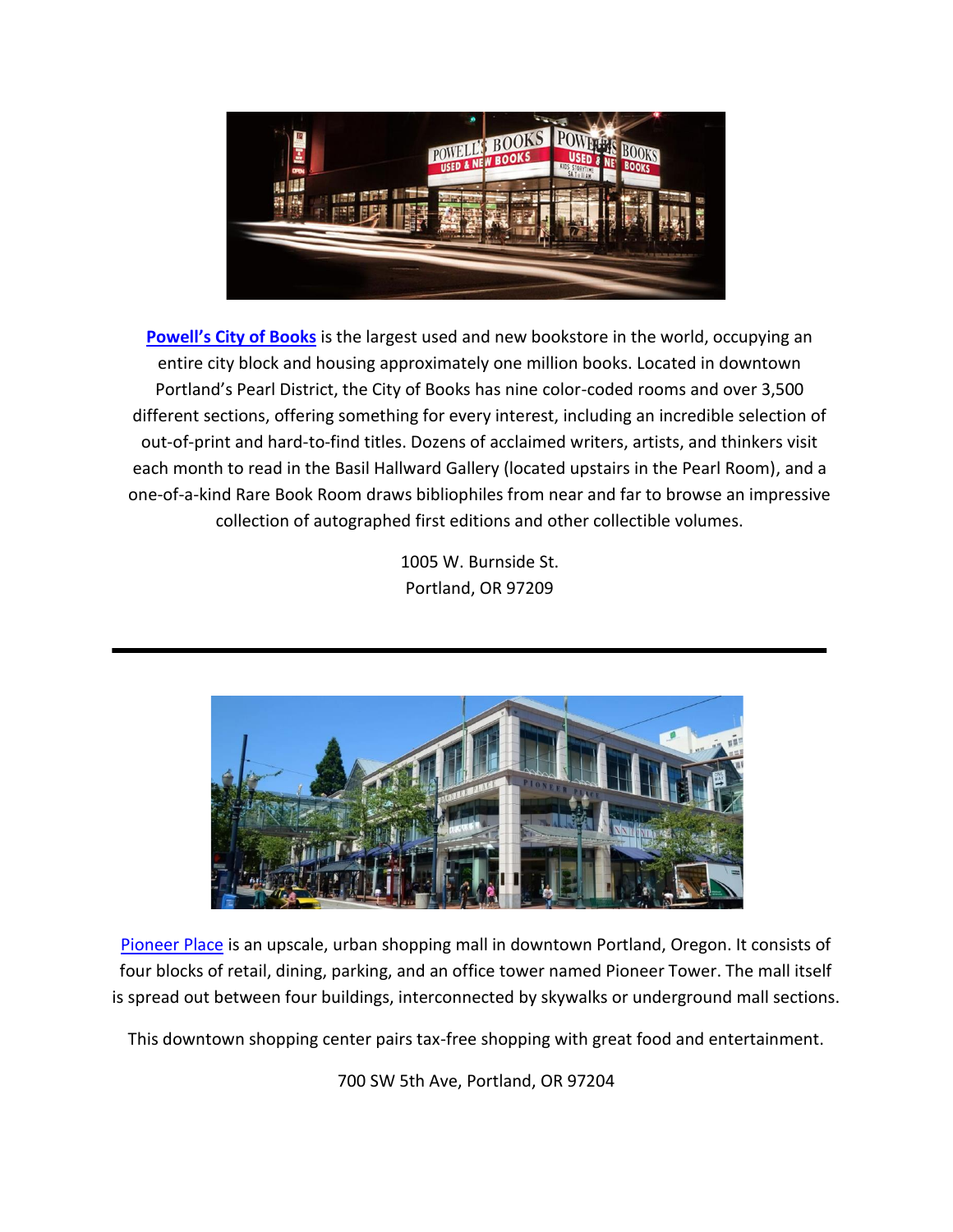**Powell's City of Books** is the largest used and new bookstore in the world, occupying an entire city block and housing approximately one million books. Located in downtown Portland's Pearl District, the City of Books has nine color-coded rooms and over 3,500 different sections, offering something for every interest, including an incredible selection of out-of-print and hard-to-find titles. Dozens of acclaimed writers, artists, and thinkers visit each month to read in the Basil Hallward Gallery (located upstairs in the Pearl Room), and a one-of-a-kind Rare Book Room draws bibliophiles from near and far to browse an impressive collection of autographed first editions and other collectible volumes.

1005 W. Burnside St.
Portland, OR 97209

---

Pioneer Place is an upscale, urban shopping mall in downtown Portland, Oregon. It consists of four blocks of retail, dining, parking, and an office tower named Pioneer Tower. The mall itself is spread out between four buildings, interconnected by skywalks or underground mall sections.

This downtown shopping center pairs tax-free shopping with great food and entertainment.

700 SW 5th Ave, Portland, OR 97204